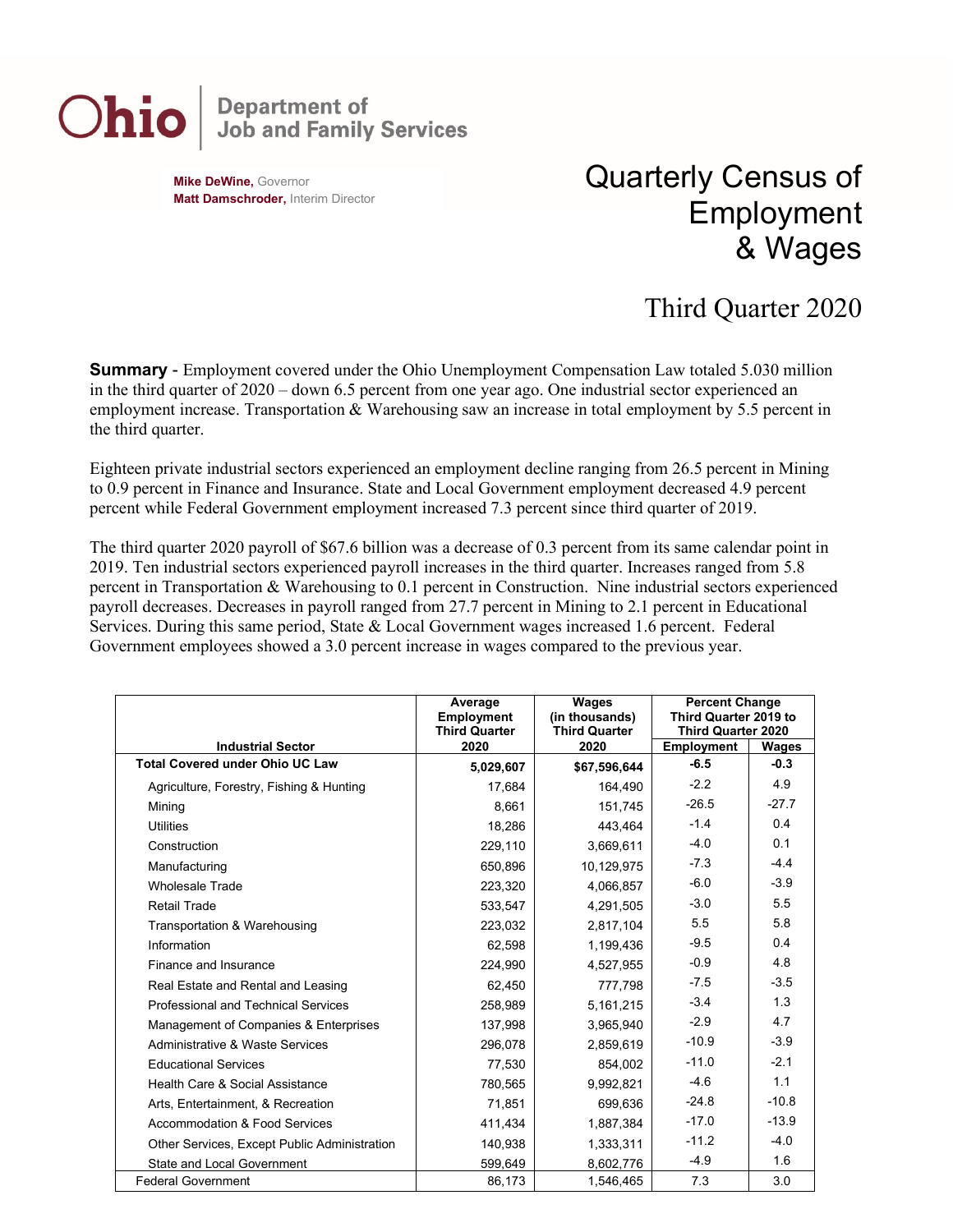# Ohio Department of Job and Family Services

**Mike DeWine,** Governor
**Matt Damschroder,** Interim Director

# Quarterly Census of Employment & Wages

## Third Quarter 2020

**Summary** - Employment covered under the Ohio Unemployment Compensation Law totaled 5.030 million in the third quarter of 2020 – down 6.5 percent from one year ago. One industrial sector experienced an employment increase. Transportation & Warehousing saw an increase in total employment by 5.5 percent in the third quarter.

Eighteen private industrial sectors experienced an employment decline ranging from 26.5 percent in Mining to 0.9 percent in Finance and Insurance. State and Local Government employment decreased 4.9 percent percent while Federal Government employment increased 7.3 percent since third quarter of 2019.

The third quarter 2020 payroll of $67.6 billion was a decrease of 0.3 percent from its same calendar point in 2019. Ten industrial sectors experienced payroll increases in the third quarter. Increases ranged from 5.8 percent in Transportation & Warehousing to 0.1 percent in Construction. Nine industrial sectors experienced payroll decreases. Decreases in payroll ranged from 27.7 percent in Mining to 2.1 percent in Educational Services. During this same period, State & Local Government wages increased 1.6 percent. Federal Government employees showed a 3.0 percent increase in wages compared to the previous year.

| Industrial Sector | Average Employment Third Quarter 2020 | Wages (in thousands) Third Quarter 2020 | Percent Change Third Quarter 2019 to Third Quarter 2020 | |
|---|---|---|---|---|
| | | | Employment | Wages |
| **Total Covered under Ohio UC Law** | **5,029,607** | **$67,596,644** | **-6.5** | **-0.3** |
| Agriculture, Forestry, Fishing & Hunting | 17,684 | 164,490 | -2.2 | 4.9 |
| Mining | 8,661 | 151,745 | -26.5 | -27.7 |
| Utilities | 18,286 | 443,464 | -1.4 | 0.4 |
| Construction | 229,110 | 3,669,611 | -4.0 | 0.1 |
| Manufacturing | 650,896 | 10,129,975 | -7.3 | -4.4 |
| Wholesale Trade | 223,320 | 4,066,857 | -6.0 | -3.9 |
| Retail Trade | 533,547 | 4,291,505 | -3.0 | 5.5 |
| Transportation & Warehousing | 223,032 | 2,817,104 | 5.5 | 5.8 |
| Information | 62,598 | 1,199,436 | -9.5 | 0.4 |
| Finance and Insurance | 224,990 | 4,527,955 | -0.9 | 4.8 |
| Real Estate and Rental and Leasing | 62,450 | 777,798 | -7.5 | -3.5 |
| Professional and Technical Services | 258,989 | 5,161,215 | -3.4 | 1.3 |
| Management of Companies & Enterprises | 137,998 | 3,965,940 | -2.9 | 4.7 |
| Administrative & Waste Services | 296,078 | 2,859,619 | -10.9 | -3.9 |
| Educational Services | 77,530 | 854,002 | -11.0 | -2.1 |
| Health Care & Social Assistance | 780,565 | 9,992,821 | -4.6 | 1.1 |
| Arts, Entertainment, & Recreation | 71,851 | 699,636 | -24.8 | -10.8 |
| Accommodation & Food Services | 411,434 | 1,887,384 | -17.0 | -13.9 |
| Other Services, Except Public Administration | 140,938 | 1,333,311 | -11.2 | -4.0 |
| State and Local Government | 599,649 | 8,602,776 | -4.9 | 1.6 |
| Federal Government | 86,173 | 1,546,465 | 7.3 | 3.0 |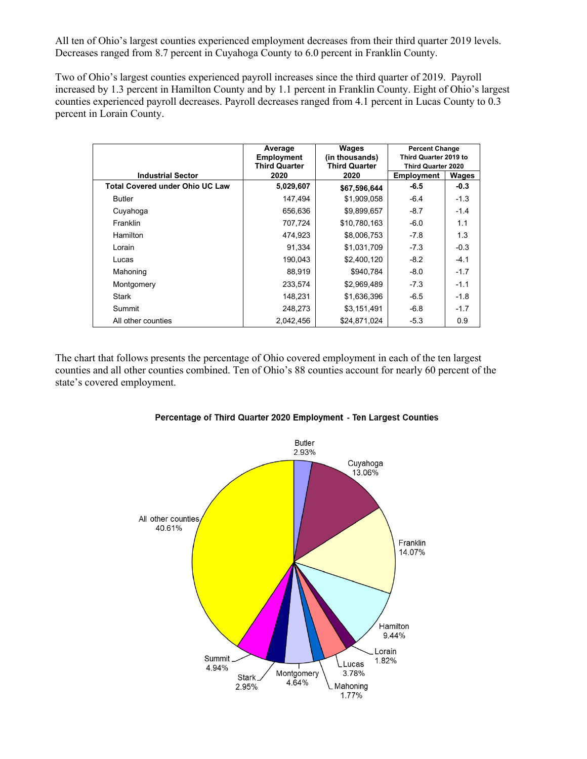All ten of Ohio's largest counties experienced employment decreases from their third quarter 2019 levels. Decreases ranged from 8.7 percent in Cuyahoga County to 6.0 percent in Franklin County.

Two of Ohio's largest counties experienced payroll increases since the third quarter of 2019. Payroll increased by 1.3 percent in Hamilton County and by 1.1 percent in Franklin County. Eight of Ohio's largest counties experienced payroll decreases. Payroll decreases ranged from 4.1 percent in Lucas County to 0.3 percent in Lorain County.

| Industrial Sector | Average Employment Third Quarter 2020 | Wages (in thousands) Third Quarter 2020 | Percent Change Third Quarter 2019 to Third Quarter 2020 | |
|---|---|---|---|---|
| | | | Employment | Wages |
| **Total Covered under Ohio UC Law** | **5,029,607** | **$67,596,644** | **-6.5** | **-0.3** |
| Butler | 147,494 | $1,909,058 | -6.4 | -1.3 |
| Cuyahoga | 656,636 | $9,899,657 | -8.7 | -1.4 |
| Franklin | 707,724 | $10,780,163 | -6.0 | 1.1 |
| Hamilton | 474,923 | $8,006,753 | -7.8 | 1.3 |
| Lorain | 91,334 | $1,031,709 | -7.3 | -0.3 |
| Lucas | 190,043 | $2,400,120 | -8.2 | -4.1 |
| Mahoning | 88,919 | $940,784 | -8.0 | -1.7 |
| Montgomery | 233,574 | $2,969,489 | -7.3 | -1.1 |
| Stark | 148,231 | $1,636,396 | -6.5 | -1.8 |
| Summit | 248,273 | $3,151,491 | -6.8 | -1.7 |
| All other counties | 2,042,456 | $24,871,024 | -5.3 | 0.9 |

The chart that follows presents the percentage of Ohio covered employment in each of the ten largest counties and all other counties combined. Ten of Ohio's 88 counties account for nearly 60 percent of the state's covered employment.

**Percentage of Third Quarter 2020 Employment - Ten Largest Counties**

| County | Percentage |
|---|---|
| Butler | 2.93% |
| Cuyahoga | 13.06% |
| Franklin | 14.07% |
| Hamilton | 9.44% |
| Lorain | 1.82% |
| Lucas | 3.78% |
| Mahoning | 1.77% |
| Montgomery | 4.64% |
| Stark | 2.95% |
| Summit | 4.94% |
| All other counties | 40.61% |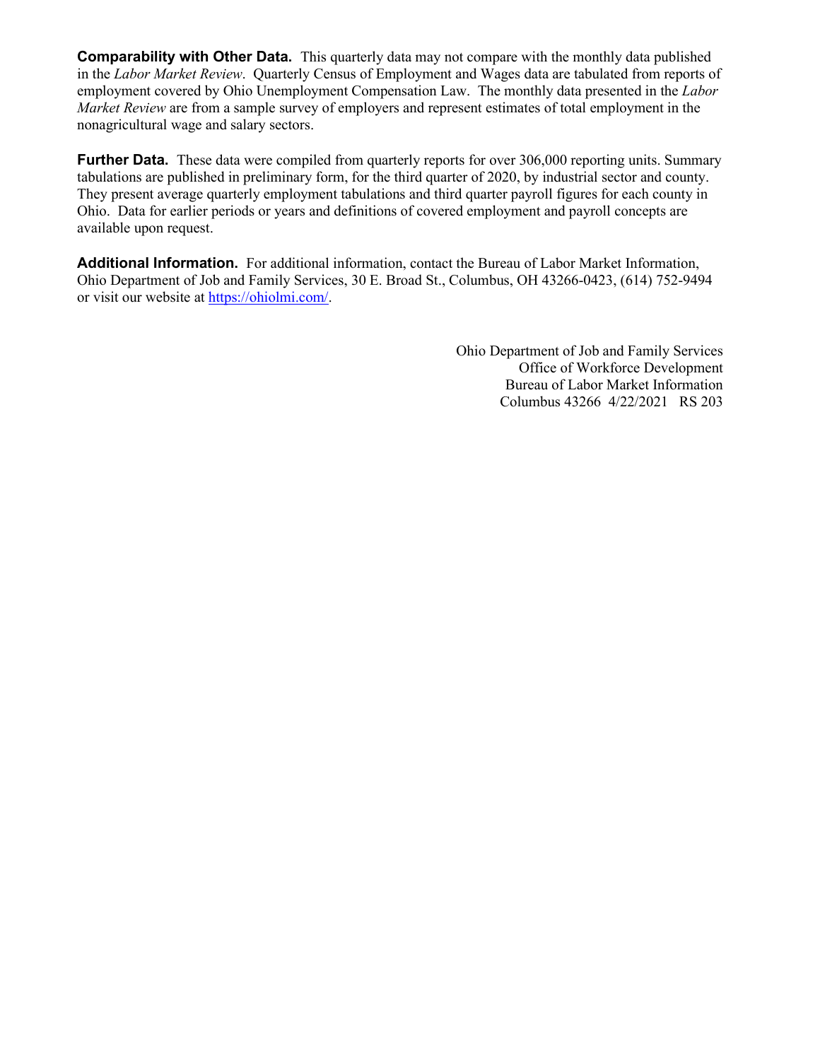**Comparability with Other Data.** This quarterly data may not compare with the monthly data published in the *Labor Market Review*. Quarterly Census of Employment and Wages data are tabulated from reports of employment covered by Ohio Unemployment Compensation Law. The monthly data presented in the *Labor Market Review* are from a sample survey of employers and represent estimates of total employment in the nonagricultural wage and salary sectors.

**Further Data.** These data were compiled from quarterly reports for over 306,000 reporting units. Summary tabulations are published in preliminary form, for the third quarter of 2020, by industrial sector and county. They present average quarterly employment tabulations and third quarter payroll figures for each county in Ohio. Data for earlier periods or years and definitions of covered employment and payroll concepts are available upon request.

**Additional Information.** For additional information, contact the Bureau of Labor Market Information, Ohio Department of Job and Family Services, 30 E. Broad St., Columbus, OH 43266-0423, (614) 752-9494 or visit our website at [https://ohiolmi.com/](https://ohiolmi.com/).

Ohio Department of Job and Family Services
Office of Workforce Development
Bureau of Labor Market Information
Columbus 43266 4/22/2021 RS 203